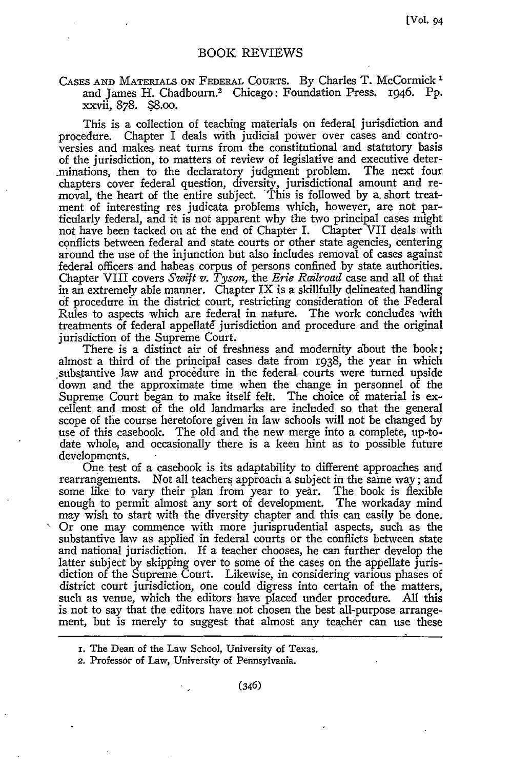## BOOK REVIEWS

CASES AND MATERIALS ON FEDERAL COURTS. By Charles T. McCormick[1] and James H. Chadbourn.[2] Chicago: Foundation Press. 1946. Pp. xxvii, 878. $8.00.

This is a collection of teaching materials on federal jurisdiction and procedure. Chapter I deals with judicial power over cases and controversies and makes neat turns from the constitutional and statutory basis of the jurisdiction, to matters of review of legislative and executive determinations, then to the declaratory judgment problem. The next four chapters cover federal question, diversity, jurisdictional amount and removal, the heart of the entire subject. This is followed by a short treatment of interesting res judicata problems which, however, are not particularly federal, and it is not apparent why the two principal cases might not have been tacked on at the end of Chapter I. Chapter VII deals with conflicts between federal and state courts or other state agencies, centering around the use of the injunction but also includes removal of cases against federal officers and habeas corpus of persons confined by state authorities. Chapter VIII covers *Swift v. Tyson*, the *Erie Railroad* case and all of that in an extremely able manner. Chapter IX is a skillfully delineated handling of procedure in the district court, restricting consideration of the Federal Rules to aspects which are federal in nature. The work concludes with treatments of federal appellate jurisdiction and procedure and the original jurisdiction of the Supreme Court.

There is a distinct air of freshness and modernity about the book; almost a third of the principal cases date from 1938, the year in which substantive law and procedure in the federal courts were turned upside down and the approximate time when the change in personnel of the Supreme Court began to make itself felt. The choice of material is excellent and most of the old landmarks are included so that the general scope of the course heretofore given in law schools will not be changed by use of this casebook. The old and the new merge into a complete, up-to-date whole, and occasionally there is a keen hint as to possible future developments.

One test of a casebook is its adaptability to different approaches and rearrangements. Not all teachers approach a subject in the same way; and some like to vary their plan from year to year. The book is flexible enough to permit almost any sort of development. The workaday mind may wish to start with the diversity chapter and this can easily be done. Or one may commence with more jurisprudential aspects, such as the substantive law as applied in federal courts or the conflicts between state and national jurisdiction. If a teacher chooses, he can further develop the latter subject by skipping over to some of the cases on the appellate jurisdiction of the Supreme Court. Likewise, in considering various phases of district court jurisdiction, one could digress into certain of the matters, such as venue, which the editors have placed under procedure. All this is not to say that the editors have not chosen the best all-purpose arrangement, but is merely to suggest that almost any teacher can use these

---

1. The Dean of the Law School, University of Texas.
2. Professor of Law, University of Pennsylvania.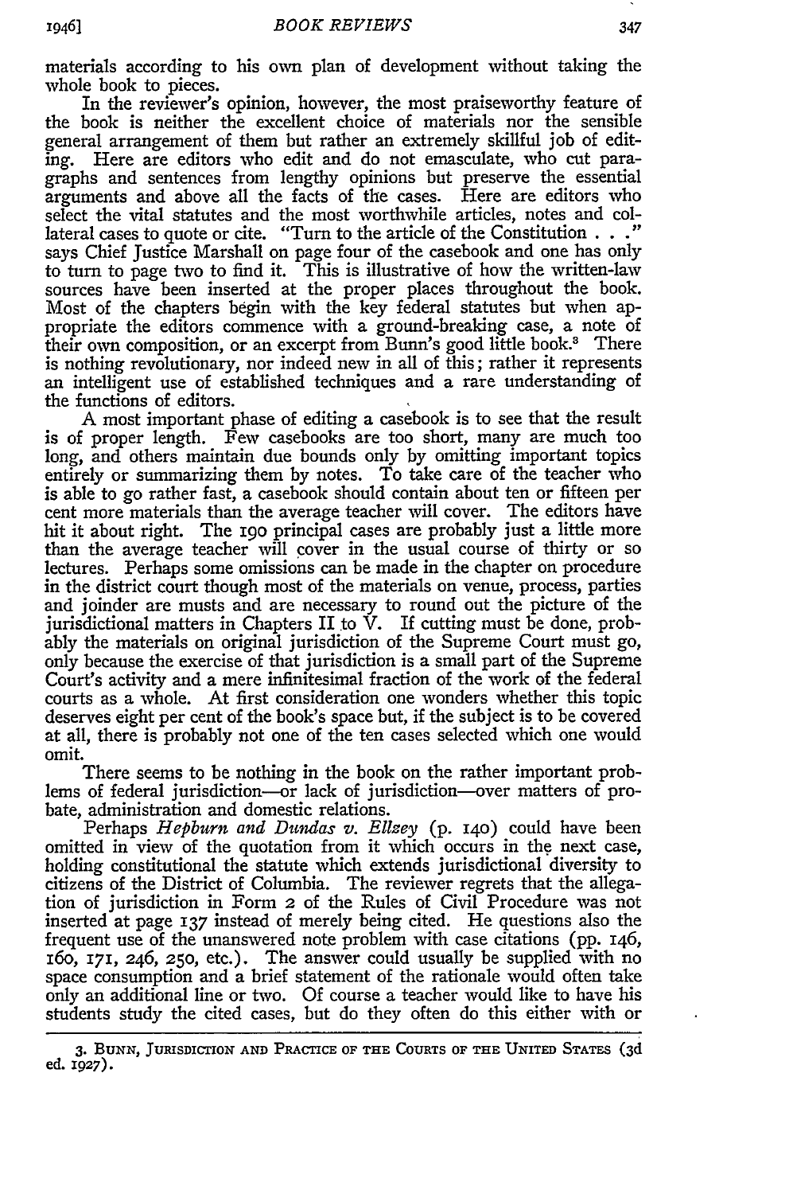materials according to his own plan of development without taking the whole book to pieces.

In the reviewer's opinion, however, the most praiseworthy feature of the book is neither the excellent choice of materials nor the sensible general arrangement of them but rather an extremely skillful job of editing. Here are editors who edit and do not emasculate, who cut paragraphs and sentences from lengthy opinions but preserve the essential arguments and above all the facts of the cases. Here are editors who select the vital statutes and the most worthwhile articles, notes and collateral cases to quote or cite. "Turn to the article of the Constitution . . ." says Chief Justice Marshall on page four of the casebook and one has only to turn to page two to find it. This is illustrative of how the written-law sources have been inserted at the proper places throughout the book. Most of the chapters begin with the key federal statutes but when appropriate the editors commence with a ground-breaking case, a note of their own composition, or an excerpt from Bunn's good little book.[3] There is nothing revolutionary, nor indeed new in all of this; rather it represents an intelligent use of established techniques and a rare understanding of the functions of editors.

A most important phase of editing a casebook is to see that the result is of proper length. Few casebooks are too short, many are much too long, and others maintain due bounds only by omitting important topics entirely or summarizing them by notes. To take care of the teacher who is able to go rather fast, a casebook should contain about ten or fifteen per cent more materials than the average teacher will cover. The editors have hit it about right. The 190 principal cases are probably just a little more than the average teacher will cover in the usual course of thirty or so lectures. Perhaps some omissions can be made in the chapter on procedure in the district court though most of the materials on venue, process, parties and joinder are musts and are necessary to round out the picture of the jurisdictional matters in Chapters II to V. If cutting must be done, probably the materials on original jurisdiction of the Supreme Court must go, only because the exercise of that jurisdiction is a small part of the Supreme Court's activity and a mere infinitesimal fraction of the work of the federal courts as a whole. At first consideration one wonders whether this topic deserves eight per cent of the book's space but, if the subject is to be covered at all, there is probably not one of the ten cases selected which one would omit.

There seems to be nothing in the book on the rather important problems of federal jurisdiction—or lack of jurisdiction—over matters of probate, administration and domestic relations.

Perhaps *Hepburn and Dundas v. Ellzey* (p. 140) could have been omitted in view of the quotation from it which occurs in the next case, holding constitutional the statute which extends jurisdictional diversity to citizens of the District of Columbia. The reviewer regrets that the allegation of jurisdiction in Form 2 of the Rules of Civil Procedure was not inserted at page 137 instead of merely being cited. He questions also the frequent use of the unanswered note problem with case citations (pp. 146, 160, 171, 246, 250, etc.). The answer could usually be supplied with no space consumption and a brief statement of the rationale would often take only an additional line or two. Of course a teacher would like to have his students study the cited cases, but do they often do this either with or

3. Bunn, Jurisdiction and Practice of the Courts of the United States (3d ed. 1927).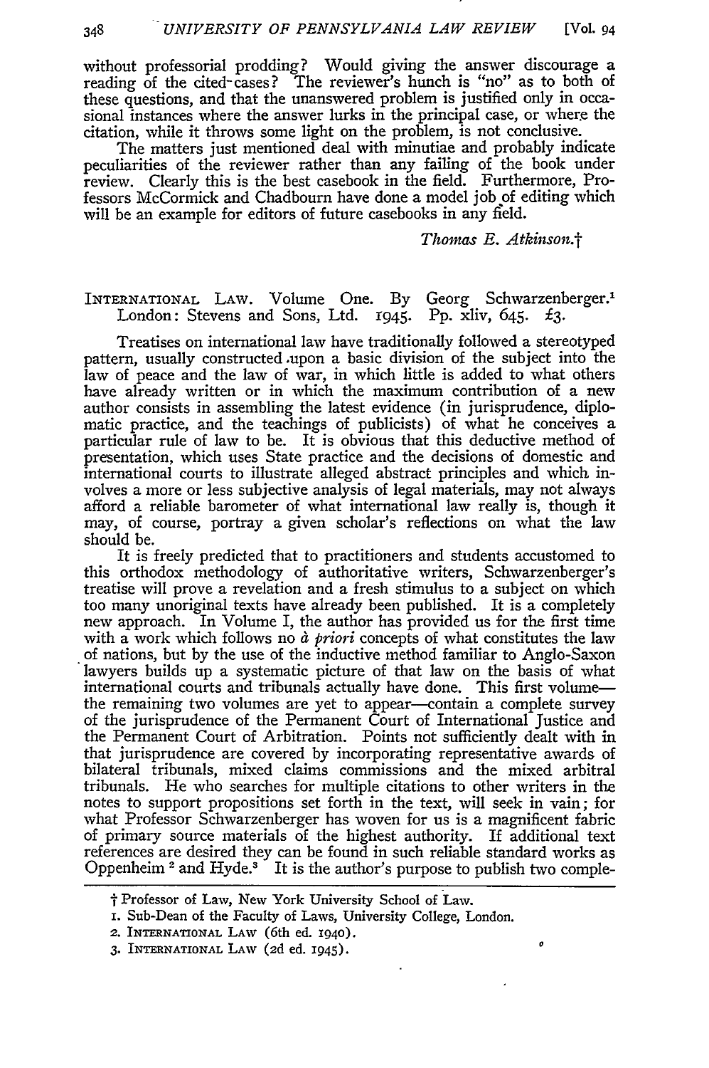without professorial prodding? Would giving the answer discourage a reading of the cited cases? The reviewer's hunch is "no" as to both of these questions, and that the unanswered problem is justified only in occasional instances where the answer lurks in the principal case, or where the citation, while it throws some light on the problem, is not conclusive.

The matters just mentioned deal with minutiae and probably indicate peculiarities of the reviewer rather than any failing of the book under review. Clearly this is the best casebook in the field. Furthermore, Professors McCormick and Chadbourn have done a model job of editing which will be an example for editors of future casebooks in any field.

*Thomas E. Atkinson.*†

INTERNATIONAL LAW. Volume One. By Georg Schwarzenberger.[1] London: Stevens and Sons, Ltd. 1945. Pp. xliv, 645. £3.

Treatises on international law have traditionally followed a stereotyped pattern, usually constructed upon a basic division of the subject into the law of peace and the law of war, in which little is added to what others have already written or in which the maximum contribution of a new author consists in assembling the latest evidence (in jurisprudence, diplomatic practice, and the teachings of publicists) of what he conceives a particular rule of law to be. It is obvious that this deductive method of presentation, which uses State practice and the decisions of domestic and international courts to illustrate alleged abstract principles and which involves a more or less subjective analysis of legal materials, may not always afford a reliable barometer of what international law really is, though it may, of course, portray a given scholar's reflections on what the law should be.

It is freely predicted that to practitioners and students accustomed to this orthodox methodology of authoritative writers, Schwarzenberger's treatise will prove a revelation and a fresh stimulus to a subject on which too many unoriginal texts have already been published. It is a completely new approach. In Volume I, the author has provided us for the first time with a work which follows no *à priori* concepts of what constitutes the law of nations, but by the use of the inductive method familiar to Anglo-Saxon lawyers builds up a systematic picture of that law on the basis of what international courts and tribunals actually have done. This first volume—the remaining two volumes are yet to appear—contain a complete survey of the jurisprudence of the Permanent Court of International Justice and the Permanent Court of Arbitration. Points not sufficiently dealt with in that jurisprudence are covered by incorporating representative awards of bilateral tribunals, mixed claims commissions and the mixed arbitral tribunals. He who searches for multiple citations to other writers in the notes to support propositions set forth in the text, will seek in vain; for what Professor Schwarzenberger has woven for us is a magnificent fabric of primary source materials of the highest authority. If additional text references are desired they can be found in such reliable standard works as Oppenheim[2] and Hyde.[3] It is the author's purpose to publish two comple-

---

† Professor of Law, New York University School of Law.

1. Sub-Dean of the Faculty of Laws, University College, London.

2. INTERNATIONAL LAW (6th ed. 1940).

3. INTERNATIONAL LAW (2d ed. 1945).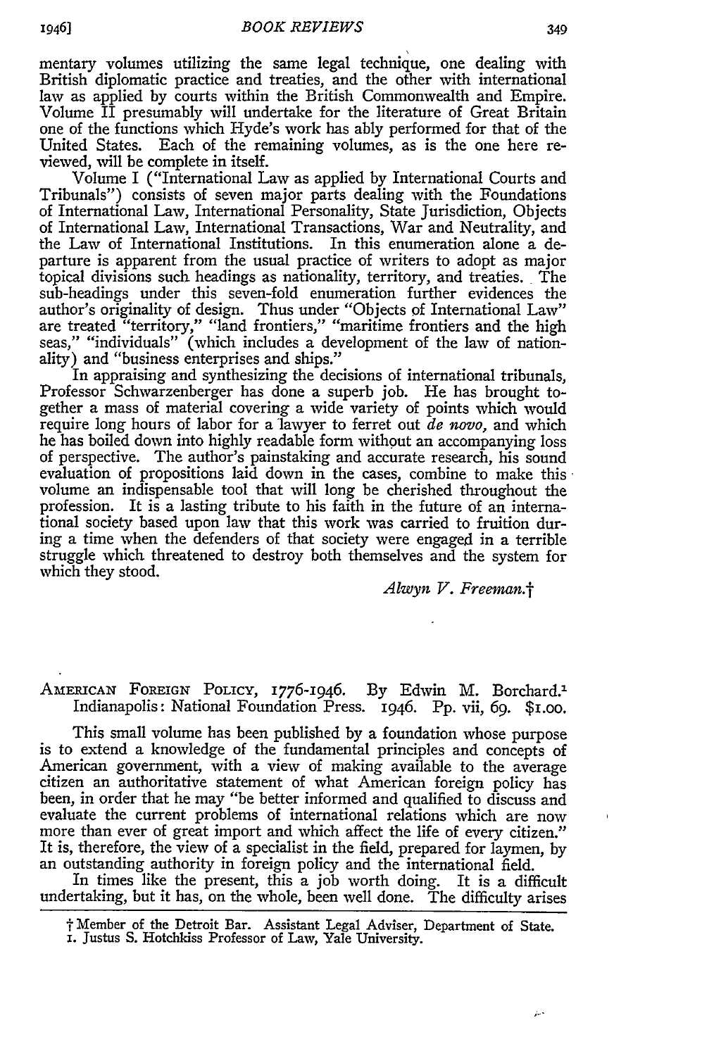mentary volumes utilizing the same legal technique, one dealing with British diplomatic practice and treaties, and the other with international law as applied by courts within the British Commonwealth and Empire. Volume II presumably will undertake for the literature of Great Britain one of the functions which Hyde's work has ably performed for that of the United States. Each of the remaining volumes, as is the one here reviewed, will be complete in itself.

Volume I ("International Law as applied by International Courts and Tribunals") consists of seven major parts dealing with the Foundations of International Law, International Personality, State Jurisdiction, Objects of International Law, International Transactions, War and Neutrality, and the Law of International Institutions. In this enumeration alone a departure is apparent from the usual practice of writers to adopt as major topical divisions such headings as nationality, territory, and treaties. The sub-headings under this seven-fold enumeration further evidences the author's originality of design. Thus under "Objects of International Law" are treated "territory," "land frontiers," "maritime frontiers and the high seas," "individuals" (which includes a development of the law of nationality) and "business enterprises and ships."

In appraising and synthesizing the decisions of international tribunals, Professor Schwarzenberger has done a superb job. He has brought together a mass of material covering a wide variety of points which would require long hours of labor for a lawyer to ferret out *de novo*, and which he has boiled down into highly readable form without an accompanying loss of perspective. The author's painstaking and accurate research, his sound evaluation of propositions laid down in the cases, combine to make this volume an indispensable tool that will long be cherished throughout the profession. It is a lasting tribute to his faith in the future of an international society based upon law that this work was carried to fruition during a time when the defenders of that society were engaged in a terrible struggle which threatened to destroy both themselves and the system for which they stood.

*Alwyn V. Freeman.*†

---

AMERICAN FOREIGN POLICY, 1776-1946. By Edwin M. Borchard.[1] Indianapolis: National Foundation Press. 1946. Pp. vii, 69. $1.00.

This small volume has been published by a foundation whose purpose is to extend a knowledge of the fundamental principles and concepts of American government, with a view of making available to the average citizen an authoritative statement of what American foreign policy has been, in order that he may "be better informed and qualified to discuss and evaluate the current problems of international relations which are now more than ever of great import and which affect the life of every citizen." It is, therefore, the view of a specialist in the field, prepared for laymen, by an outstanding authority in foreign policy and the international field.

In times like the present, this a job worth doing. It is a difficult undertaking, but it has, on the whole, been well done. The difficulty arises

† Member of the Detroit Bar. Assistant Legal Adviser, Department of State.

1. Justus S. Hotchkiss Professor of Law, Yale University.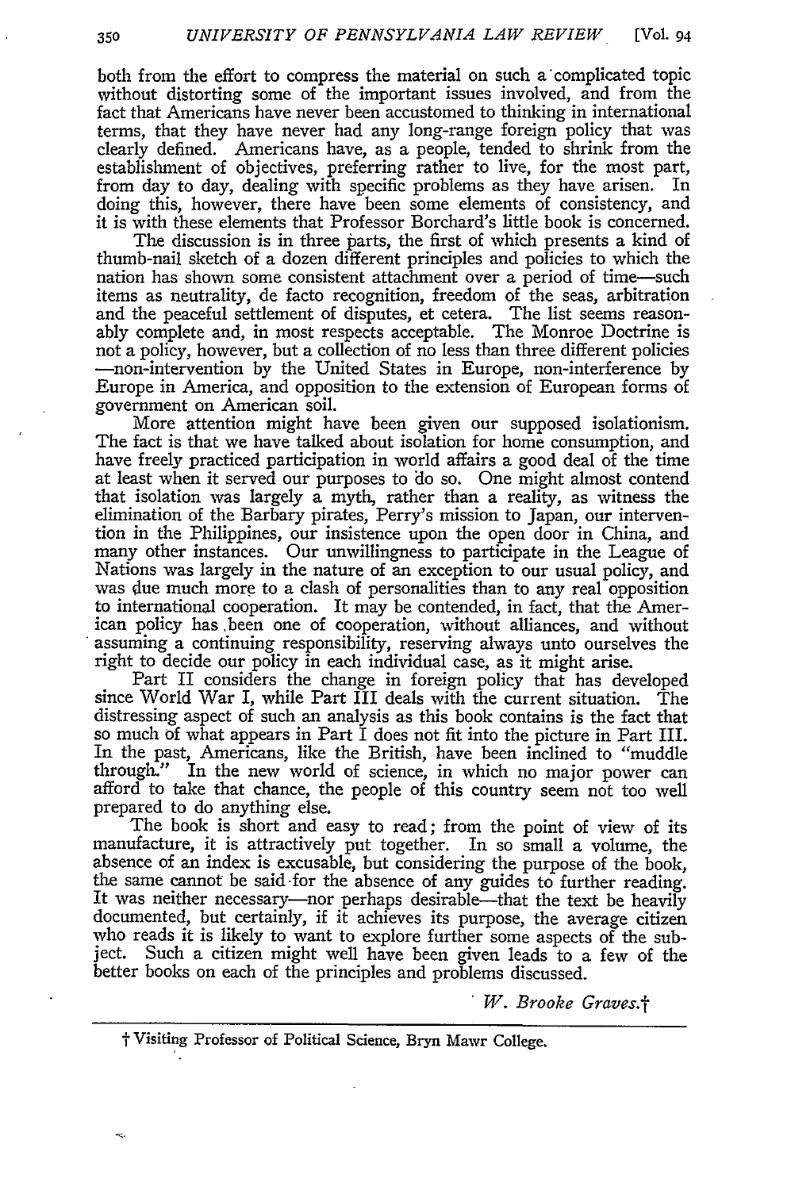both from the effort to compress the material on such a complicated topic without distorting some of the important issues involved, and from the fact that Americans have never been accustomed to thinking in international terms, that they have never had any long-range foreign policy that was clearly defined. Americans have, as a people, tended to shrink from the establishment of objectives, preferring rather to live, for the most part, from day to day, dealing with specific problems as they have arisen. In doing this, however, there have been some elements of consistency, and it is with these elements that Professor Borchard's little book is concerned.

The discussion is in three parts, the first of which presents a kind of thumb-nail sketch of a dozen different principles and policies to which the nation has shown some consistent attachment over a period of time—such items as neutrality, de facto recognition, freedom of the seas, arbitration and the peaceful settlement of disputes, et cetera. The list seems reasonably complete and, in most respects acceptable. The Monroe Doctrine is not a policy, however, but a collection of no less than three different policies —non-intervention by the United States in Europe, non-interference by Europe in America, and opposition to the extension of European forms of government on American soil.

More attention might have been given our supposed isolationism. The fact is that we have talked about isolation for home consumption, and have freely practiced participation in world affairs a good deal of the time at least when it served our purposes to do so. One might almost contend that isolation was largely a myth, rather than a reality, as witness the elimination of the Barbary pirates, Perry's mission to Japan, our intervention in the Philippines, our insistence upon the open door in China, and many other instances. Our unwillingness to participate in the League of Nations was largely in the nature of an exception to our usual policy, and was due much more to a clash of personalities than to any real opposition to international cooperation. It may be contended, in fact, that the American policy has been one of cooperation, without alliances, and without assuming a continuing responsibility, reserving always unto ourselves the right to decide our policy in each individual case, as it might arise.

Part II considers the change in foreign policy that has developed since World War I, while Part III deals with the current situation. The distressing aspect of such an analysis as this book contains is the fact that so much of what appears in Part I does not fit into the picture in Part III. In the past, Americans, like the British, have been inclined to "muddle through." In the new world of science, in which no major power can afford to take that chance, the people of this country seem not too well prepared to do anything else.

The book is short and easy to read; from the point of view of its manufacture, it is attractively put together. In so small a volume, the absence of an index is excusable, but considering the purpose of the book, the same cannot be said for the absence of any guides to further reading. It was neither necessary—nor perhaps desirable—that the text be heavily documented, but certainly, if it achieves its purpose, the average citizen who reads it is likely to want to explore further some aspects of the subject. Such a citizen might well have been given leads to a few of the better books on each of the principles and problems discussed.

*W. Brooke Graves.*†

† Visiting Professor of Political Science, Bryn Mawr College.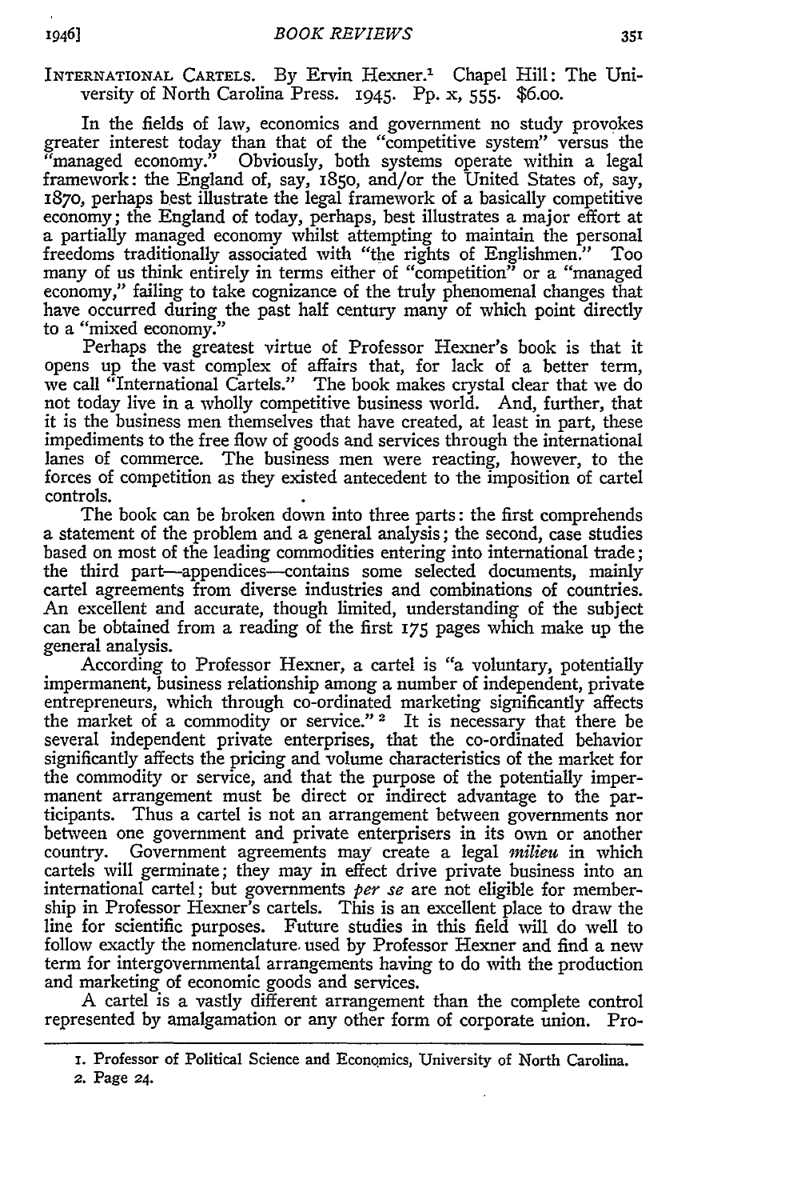INTERNATIONAL CARTELS. By Ervin Hexner.[1] Chapel Hill: The University of North Carolina Press. 1945. Pp. x, 555. $6.00.

In the fields of law, economics and government no study provokes greater interest today than that of the "competitive system" versus the "managed economy." Obviously, both systems operate within a legal framework: the England of, say, 1850, and/or the United States of, say, 1870, perhaps best illustrate the legal framework of a basically competitive economy; the England of today, perhaps, best illustrates a major effort at a partially managed economy whilst attempting to maintain the personal freedoms traditionally associated with "the rights of Englishmen." Too many of us think entirely in terms either of "competition" or a "managed economy," failing to take cognizance of the truly phenomenal changes that have occurred during the past half century many of which point directly to a "mixed economy."

Perhaps the greatest virtue of Professor Hexner's book is that it opens up the vast complex of affairs that, for lack of a better term, we call "International Cartels." The book makes crystal clear that we do not today live in a wholly competitive business world. And, further, that it is the business men themselves that have created, at least in part, these impediments to the free flow of goods and services through the international lanes of commerce. The business men were reacting, however, to the forces of competition as they existed antecedent to the imposition of cartel controls.

The book can be broken down into three parts: the first comprehends a statement of the problem and a general analysis; the second, case studies based on most of the leading commodities entering into international trade; the third part—appendices—contains some selected documents, mainly cartel agreements from diverse industries and combinations of countries. An excellent and accurate, though limited, understanding of the subject can be obtained from a reading of the first 175 pages which make up the general analysis.

According to Professor Hexner, a cartel is "a voluntary, potentially impermanent, business relationship among a number of independent, private entrepreneurs, which through co-ordinated marketing significantly affects the market of a commodity or service."[2] It is necessary that there be several independent private enterprises, that the co-ordinated behavior significantly affects the pricing and volume characteristics of the market for the commodity or service, and that the purpose of the potentially impermanent arrangement must be direct or indirect advantage to the participants. Thus a cartel is not an arrangement between governments nor between one government and private enterprisers in its own or another country. Government agreements may create a legal *milieu* in which cartels will germinate; they may in effect drive private business into an international cartel; but governments *per se* are not eligible for membership in Professor Hexner's cartels. This is an excellent place to draw the line for scientific purposes. Future studies in this field will do well to follow exactly the nomenclature used by Professor Hexner and find a new term for intergovernmental arrangements having to do with the production and marketing of economic goods and services.

A cartel is a vastly different arrangement than the complete control represented by amalgamation or any other form of corporate union. Pro-

---

1. Professor of Political Science and Economics, University of North Carolina.
2. Page 24.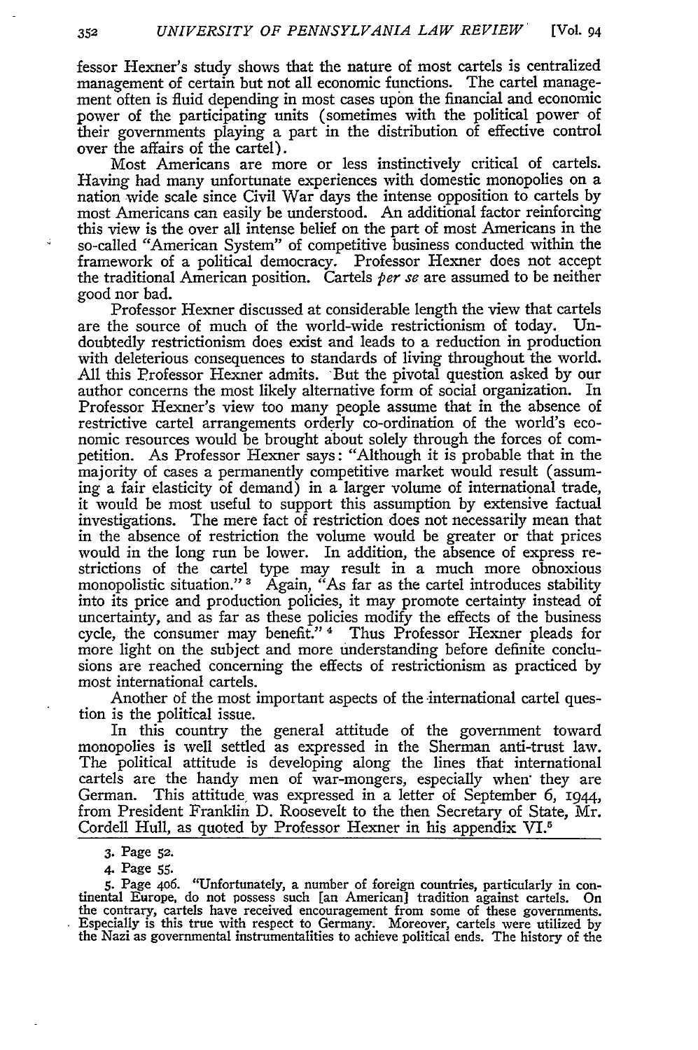fessor Hexner's study shows that the nature of most cartels is centralized management of certain but not all economic functions. The cartel management often is fluid depending in most cases upon the financial and economic power of the participating units (sometimes with the political power of their governments playing a part in the distribution of effective control over the affairs of the cartel).

Most Americans are more or less instinctively critical of cartels. Having had many unfortunate experiences with domestic monopolies on a nation wide scale since Civil War days the intense opposition to cartels by most Americans can easily be understood. An additional factor reinforcing this view is the over all intense belief on the part of most Americans in the so-called "American System" of competitive business conducted within the framework of a political democracy. Professor Hexner does not accept the traditional American position. Cartels *per se* are assumed to be neither good nor bad.

Professor Hexner discussed at considerable length the view that cartels are the source of much of the world-wide restrictionism of today. Undoubtedly restrictionism does exist and leads to a reduction in production with deleterious consequences to standards of living throughout the world. All this Professor Hexner admits. But the pivotal question asked by our author concerns the most likely alternative form of social organization. In Professor Hexner's view too many people assume that in the absence of restrictive cartel arrangements orderly co-ordination of the world's economic resources would be brought about solely through the forces of competition. As Professor Hexner says: "Although it is probable that in the majority of cases a permanently competitive market would result (assuming a fair elasticity of demand) in a larger volume of international trade, it would be most useful to support this assumption by extensive factual investigations. The mere fact of restriction does not necessarily mean that in the absence of restriction the volume would be greater or that prices would in the long run be lower. In addition, the absence of express restrictions of the cartel type may result in a much more obnoxious monopolistic situation." [3] Again, "As far as the cartel introduces stability into its price and production policies, it may promote certainty instead of uncertainty, and as far as these policies modify the effects of the business cycle, the consumer may benefit." [4] Thus Professor Hexner pleads for more light on the subject and more understanding before definite conclusions are reached concerning the effects of restrictionism as practiced by most international cartels.

Another of the most important aspects of the international cartel question is the political issue.

In this country the general attitude of the government toward monopolies is well settled as expressed in the Sherman anti-trust law. The political attitude is developing along the lines that international cartels are the handy men of war-mongers, especially when they are German. This attitude was expressed in a letter of September 6, 1944, from President Franklin D. Roosevelt to the then Secretary of State, Mr. Cordell Hull, as quoted by Professor Hexner in his appendix VI.[5]

---

3. Page 52.

4. Page 55.

5. Page 406. "Unfortunately, a number of foreign countries, particularly in continental Europe, do not possess such [an American] tradition against cartels. On the contrary, cartels have received encouragement from some of these governments. Especially is this true with respect to Germany. Moreover, cartels were utilized by the Nazi as governmental instrumentalities to achieve political ends. The history of the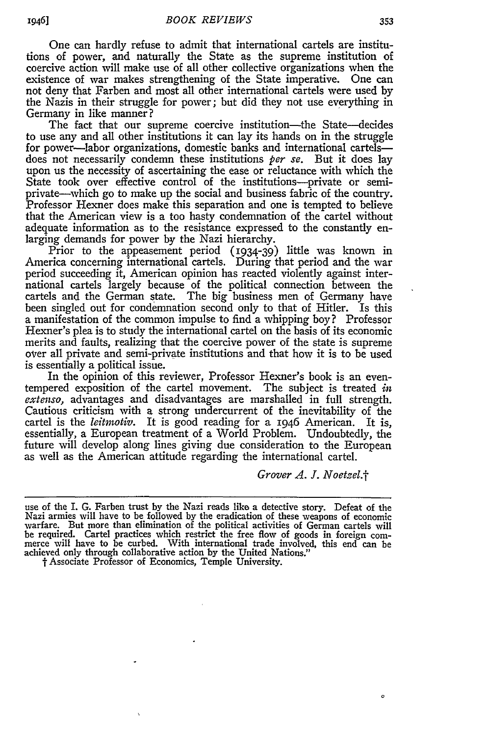One can hardly refuse to admit that international cartels are institutions of power, and naturally the State as the supreme institution of coercive action will make use of all other collective organizations when the existence of war makes strengthening of the State imperative. One can not deny that Farben and most all other international cartels were used by the Nazis in their struggle for power; but did they not use everything in Germany in like manner?

The fact that our supreme coercive institution—the State—decides to use any and all other institutions it can lay its hands on in the struggle for power—labor organizations, domestic banks and international cartels—does not necessarily condemn these institutions *per se*. But it does lay upon us the necessity of ascertaining the ease or reluctance with which the State took over effective control of the institutions—private or semi-private—which go to make up the social and business fabric of the country. Professor Hexner does make this separation and one is tempted to believe that the American view is a too hasty condemnation of the cartel without adequate information as to the resistance expressed to the constantly enlarging demands for power by the Nazi hierarchy.

Prior to the appeasement period (1934-39) little was known in America concerning international cartels. During that period and the war period succeeding it, American opinion has reacted violently against international cartels largely because of the political connection between the cartels and the German state. The big business men of Germany have been singled out for condemnation second only to that of Hitler. Is this a manifestation of the common impulse to find a whipping boy? Professor Hexner's plea is to study the international cartel on the basis of its economic merits and faults, realizing that the coercive power of the state is supreme over all private and semi-private institutions and that how it is to be used is essentially a political issue.

In the opinion of this reviewer, Professor Hexner's book is an even-tempered exposition of the cartel movement. The subject is treated *in extenso*, advantages and disadvantages are marshalled in full strength. Cautious criticism with a strong undercurrent of the inevitability of the cartel is the *leitmotiv*. It is good reading for a 1946 American. It is, essentially, a European treatment of a World Problem. Undoubtedly, the future will develop along lines giving due consideration to the European as well as the American attitude regarding the international cartel.

*Grover A. J. Noetzel.*†

---

use of the I. G. Farben trust by the Nazi reads like a detective story. Defeat of the Nazi armies will have to be followed by the eradication of these weapons of economic warfare. But more than elimination of the political activities of German cartels will be required. Cartel practices which restrict the free flow of goods in foreign commerce will have to be curbed. With international trade involved, this end can be achieved only through collaborative action by the United Nations."

† Associate Professor of Economics, Temple University.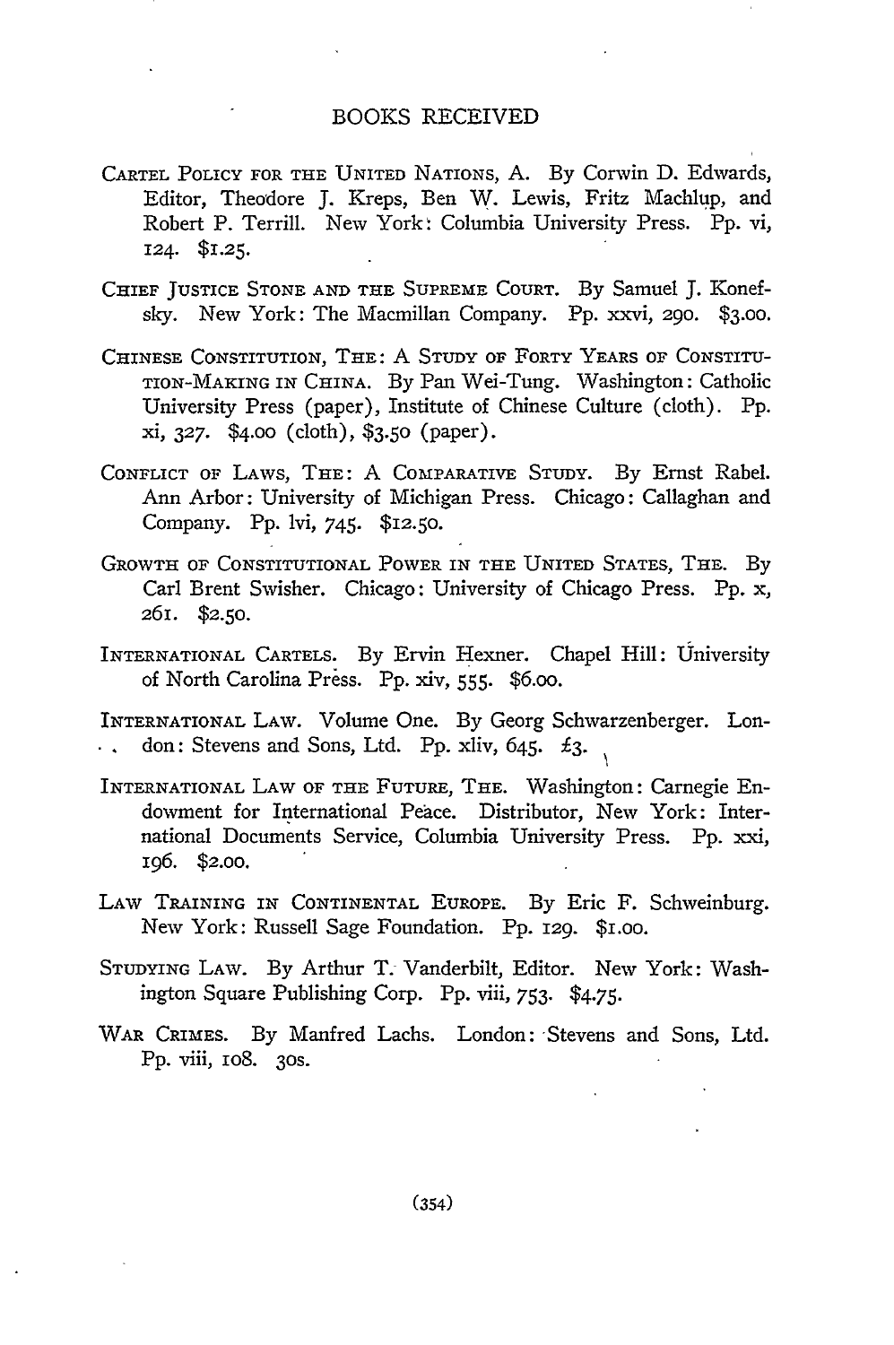## BOOKS RECEIVED

CARTEL POLICY FOR THE UNITED NATIONS, A. By Corwin D. Edwards, Editor, Theodore J. Kreps, Ben W. Lewis, Fritz Machlup, and Robert P. Terrill. New York: Columbia University Press. Pp. vi, 124. $1.25.

CHIEF JUSTICE STONE AND THE SUPREME COURT. By Samuel J. Konefsky. New York: The Macmillan Company. Pp. xxvi, 290. $3.00.

CHINESE CONSTITUTION, THE: A STUDY OF FORTY YEARS OF CONSTITUTION-MAKING IN CHINA. By Pan Wei-Tung. Washington: Catholic University Press (paper), Institute of Chinese Culture (cloth). Pp. xi, 327. $4.00 (cloth), $3.50 (paper).

CONFLICT OF LAWS, THE: A COMPARATIVE STUDY. By Ernst Rabel. Ann Arbor: University of Michigan Press. Chicago: Callaghan and Company. Pp. lvi, 745. $12.50.

GROWTH OF CONSTITUTIONAL POWER IN THE UNITED STATES, THE. By Carl Brent Swisher. Chicago: University of Chicago Press. Pp. x, 261. $2.50.

INTERNATIONAL CARTELS. By Ervin Hexner. Chapel Hill: University of North Carolina Press. Pp. xiv, 555. $6.00.

INTERNATIONAL LAW. Volume One. By Georg Schwarzenberger. London: Stevens and Sons, Ltd. Pp. xliv, 645. £3.

INTERNATIONAL LAW OF THE FUTURE, THE. Washington: Carnegie Endowment for International Peace. Distributor, New York: International Documents Service, Columbia University Press. Pp. xxi, 196. $2.00.

LAW TRAINING IN CONTINENTAL EUROPE. By Eric F. Schweinburg. New York: Russell Sage Foundation. Pp. 129. $1.00.

STUDYING LAW. By Arthur T. Vanderbilt, Editor. New York: Washington Square Publishing Corp. Pp. viii, 753. $4.75.

WAR CRIMES. By Manfred Lachs. London: Stevens and Sons, Ltd. Pp. viii, 108. 30s.